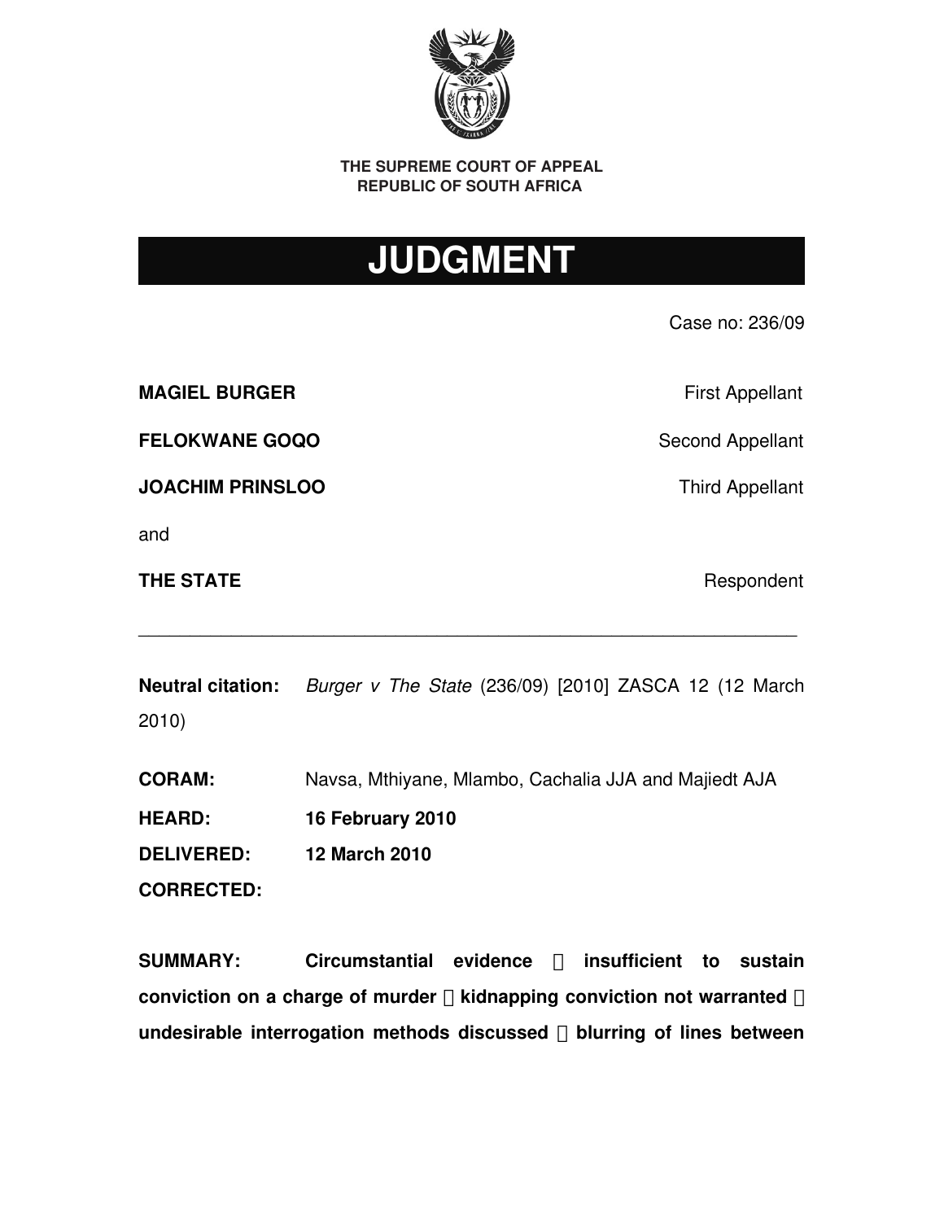**THE SUPREME COURT OF APPEAL**
**REPUBLIC OF SOUTH AFRICA**

# JUDGMENT

Case no: 236/09

| | |
|---|---|
| **MAGIEL BURGER** | First Appellant |
| **FELOKWANE GOQO** | Second Appellant |
| **JOACHIM PRINSLOO** | Third Appellant |
| and | |
| **THE STATE** | Respondent |

---

**Neutral citation:** *Burger v The State* (236/09) [2010] ZASCA 12 (12 March 2010)

**CORAM:** Navsa, Mthiyane, Mlambo, Cachalia JJA and Majiedt AJA

**HEARD:** **16 February 2010**

**DELIVERED:** **12 March 2010**

**CORRECTED:**

**SUMMARY:** **Circumstantial evidence  insufficient to sustain conviction on a charge of murder  kidnapping conviction not warranted  undesirable interrogation methods discussed  blurring of lines between**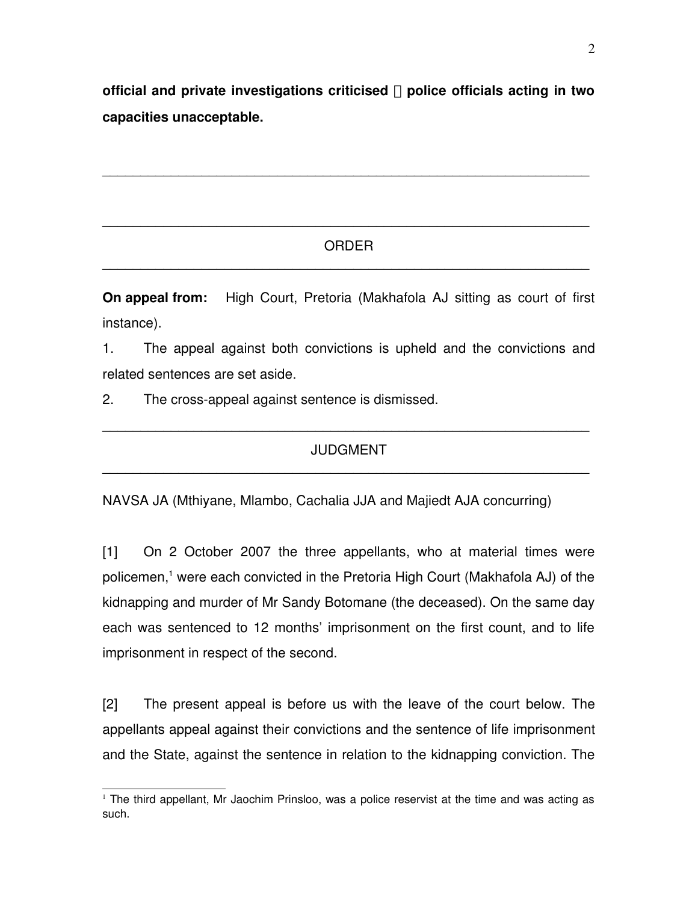**official and private investigations criticised  police officials acting in two capacities unacceptable.**

---

---

ORDER

---

**On appeal from:** High Court, Pretoria (Makhafola AJ sitting as court of first instance).

1. The appeal against both convictions is upheld and the convictions and related sentences are set aside.

2. The cross-appeal against sentence is dismissed.

---

JUDGMENT

---

NAVSA JA (Mthiyane, Mlambo, Cachalia JJA and Majiedt AJA concurring)

[1] On 2 October 2007 the three appellants, who at material times were policemen,[1] were each convicted in the Pretoria High Court (Makhafola AJ) of the kidnapping and murder of Mr Sandy Botomane (the deceased). On the same day each was sentenced to 12 months' imprisonment on the first count, and to life imprisonment in respect of the second.

[2] The present appeal is before us with the leave of the court below. The appellants appeal against their convictions and the sentence of life imprisonment and the State, against the sentence in relation to the kidnapping conviction. The

[1] The third appellant, Mr Jaochim Prinsloo, was a police reservist at the time and was acting as such.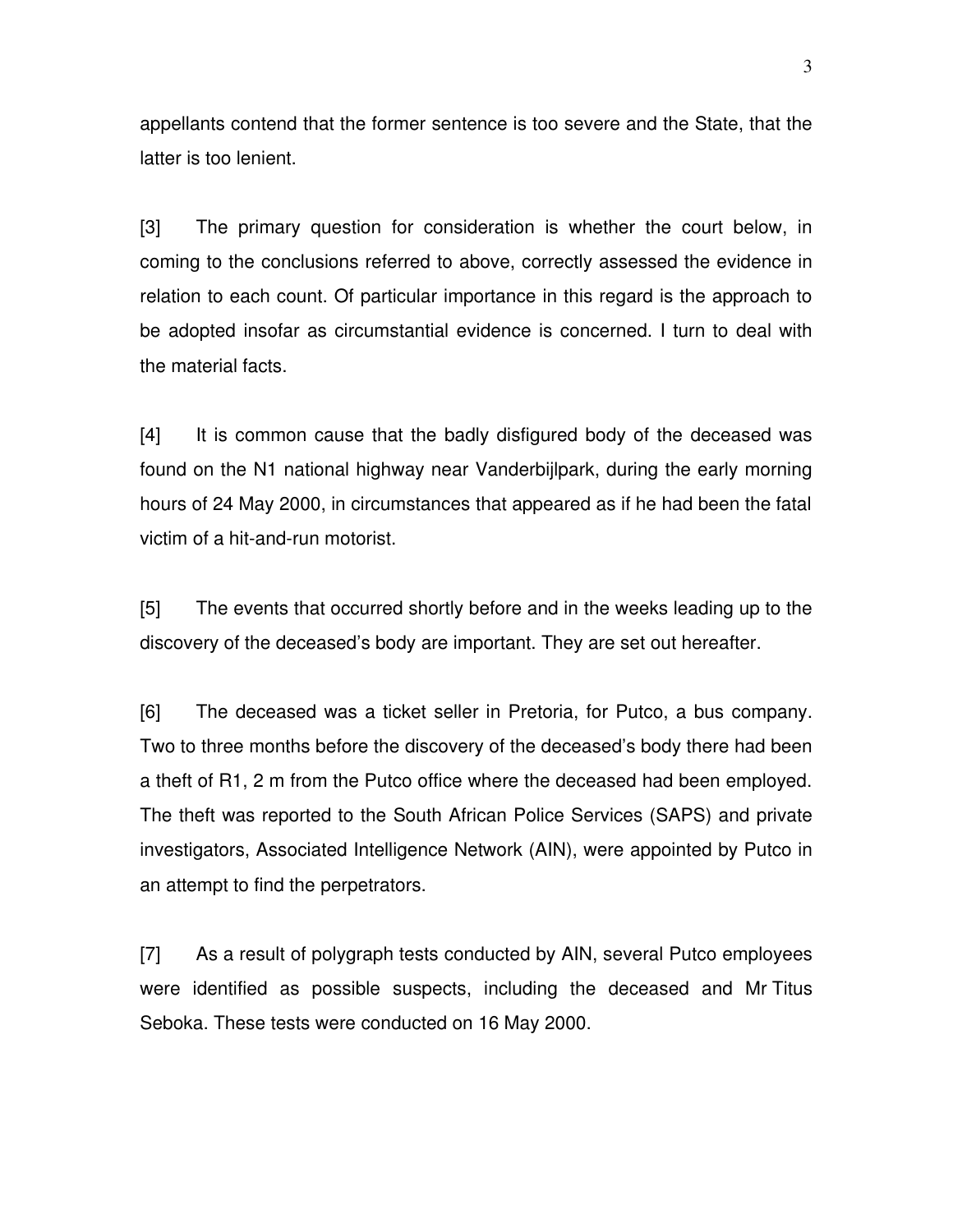appellants contend that the former sentence is too severe and the State, that the latter is too lenient.

[3] The primary question for consideration is whether the court below, in coming to the conclusions referred to above, correctly assessed the evidence in relation to each count. Of particular importance in this regard is the approach to be adopted insofar as circumstantial evidence is concerned. I turn to deal with the material facts.

[4] It is common cause that the badly disfigured body of the deceased was found on the N1 national highway near Vanderbijlpark, during the early morning hours of 24 May 2000, in circumstances that appeared as if he had been the fatal victim of a hit-and-run motorist.

[5] The events that occurred shortly before and in the weeks leading up to the discovery of the deceased's body are important. They are set out hereafter.

[6] The deceased was a ticket seller in Pretoria, for Putco, a bus company. Two to three months before the discovery of the deceased's body there had been a theft of R1, 2 m from the Putco office where the deceased had been employed. The theft was reported to the South African Police Services (SAPS) and private investigators, Associated Intelligence Network (AIN), were appointed by Putco in an attempt to find the perpetrators.

[7] As a result of polygraph tests conducted by AIN, several Putco employees were identified as possible suspects, including the deceased and Mr Titus Seboka. These tests were conducted on 16 May 2000.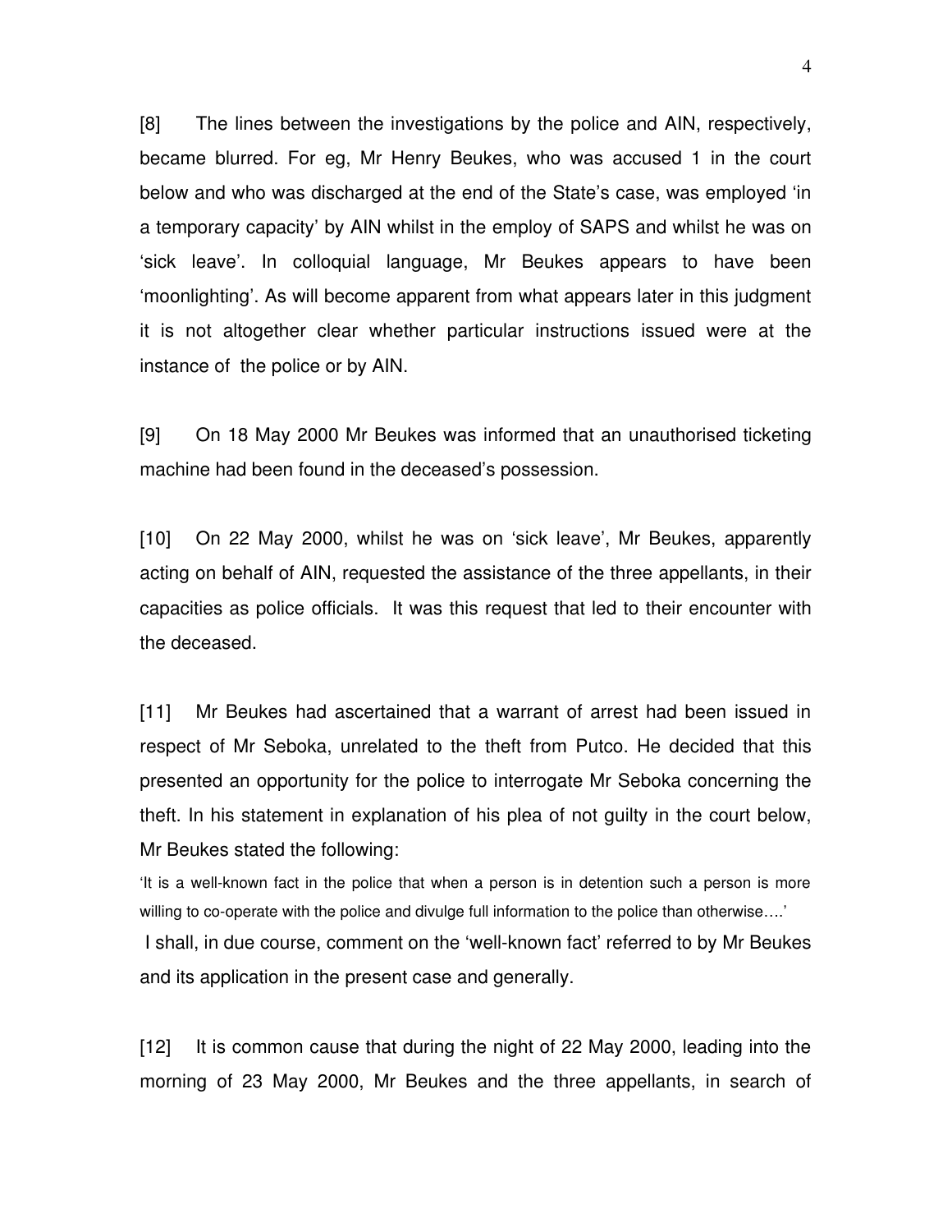[8] The lines between the investigations by the police and AIN, respectively, became blurred. For eg, Mr Henry Beukes, who was accused 1 in the court below and who was discharged at the end of the State's case, was employed 'in a temporary capacity' by AIN whilst in the employ of SAPS and whilst he was on 'sick leave'. In colloquial language, Mr Beukes appears to have been 'moonlighting'. As will become apparent from what appears later in this judgment it is not altogether clear whether particular instructions issued were at the instance of the police or by AIN.

[9] On 18 May 2000 Mr Beukes was informed that an unauthorised ticketing machine had been found in the deceased's possession.

[10] On 22 May 2000, whilst he was on 'sick leave', Mr Beukes, apparently acting on behalf of AIN, requested the assistance of the three appellants, in their capacities as police officials. It was this request that led to their encounter with the deceased.

[11] Mr Beukes had ascertained that a warrant of arrest had been issued in respect of Mr Seboka, unrelated to the theft from Putco. He decided that this presented an opportunity for the police to interrogate Mr Seboka concerning the theft. In his statement in explanation of his plea of not guilty in the court below, Mr Beukes stated the following:

> 'It is a well-known fact in the police that when a person is in detention such a person is more willing to co-operate with the police and divulge full information to the police than otherwise….'

I shall, in due course, comment on the 'well-known fact' referred to by Mr Beukes and its application in the present case and generally.

[12] It is common cause that during the night of 22 May 2000, leading into the morning of 23 May 2000, Mr Beukes and the three appellants, in search of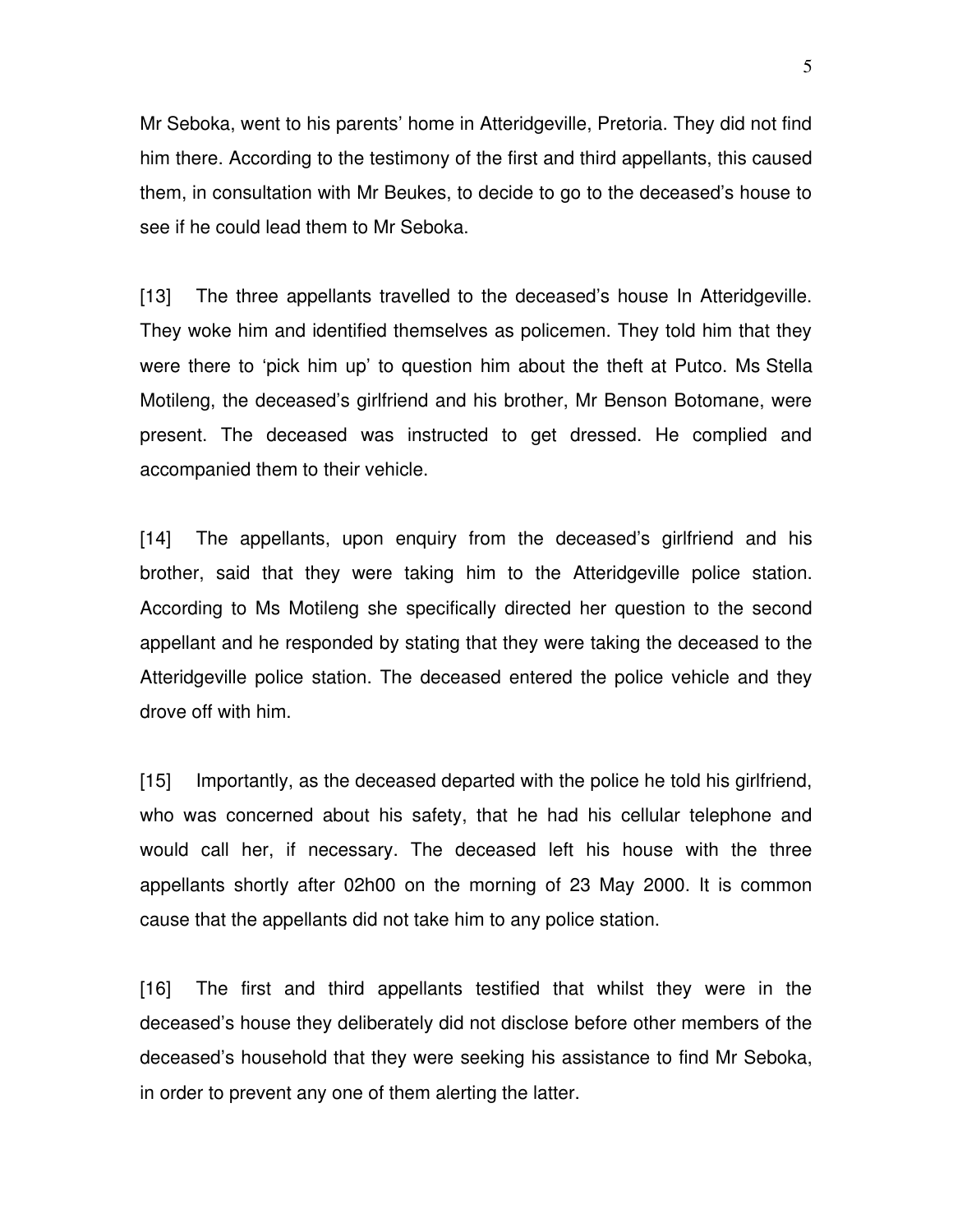Mr Seboka, went to his parents' home in Atteridgeville, Pretoria. They did not find him there. According to the testimony of the first and third appellants, this caused them, in consultation with Mr Beukes, to decide to go to the deceased's house to see if he could lead them to Mr Seboka.

[13] The three appellants travelled to the deceased's house In Atteridgeville. They woke him and identified themselves as policemen. They told him that they were there to 'pick him up' to question him about the theft at Putco. Ms Stella Motileng, the deceased's girlfriend and his brother, Mr Benson Botomane, were present. The deceased was instructed to get dressed. He complied and accompanied them to their vehicle.

[14] The appellants, upon enquiry from the deceased's girlfriend and his brother, said that they were taking him to the Atteridgeville police station. According to Ms Motileng she specifically directed her question to the second appellant and he responded by stating that they were taking the deceased to the Atteridgeville police station. The deceased entered the police vehicle and they drove off with him.

[15] Importantly, as the deceased departed with the police he told his girlfriend, who was concerned about his safety, that he had his cellular telephone and would call her, if necessary. The deceased left his house with the three appellants shortly after 02h00 on the morning of 23 May 2000. It is common cause that the appellants did not take him to any police station.

[16] The first and third appellants testified that whilst they were in the deceased's house they deliberately did not disclose before other members of the deceased's household that they were seeking his assistance to find Mr Seboka, in order to prevent any one of them alerting the latter.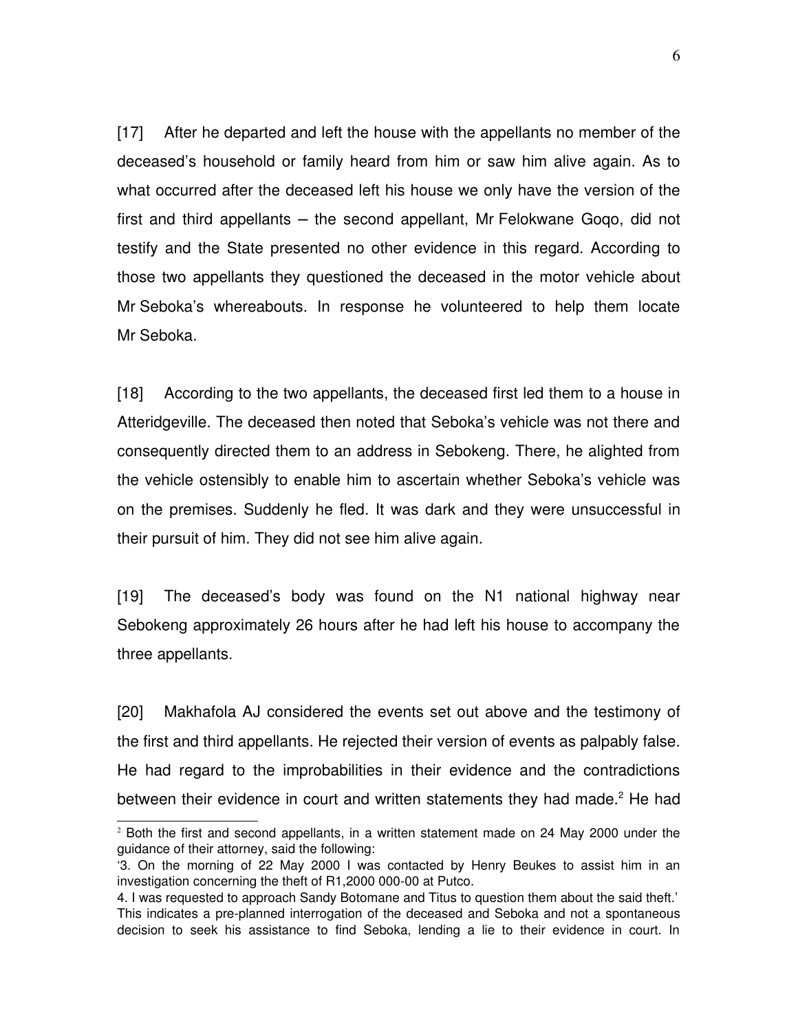[17] After he departed and left the house with the appellants no member of the deceased's household or family heard from him or saw him alive again. As to what occurred after the deceased left his house we only have the version of the first and third appellants – the second appellant, Mr Felokwane Goqo, did not testify and the State presented no other evidence in this regard. According to those two appellants they questioned the deceased in the motor vehicle about Mr Seboka's whereabouts. In response he volunteered to help them locate Mr Seboka.

[18] According to the two appellants, the deceased first led them to a house in Atteridgeville. The deceased then noted that Seboka's vehicle was not there and consequently directed them to an address in Sebokeng. There, he alighted from the vehicle ostensibly to enable him to ascertain whether Seboka's vehicle was on the premises. Suddenly he fled. It was dark and they were unsuccessful in their pursuit of him. They did not see him alive again.

[19] The deceased's body was found on the N1 national highway near Sebokeng approximately 26 hours after he had left his house to accompany the three appellants.

[20] Makhafola AJ considered the events set out above and the testimony of the first and third appellants. He rejected their version of events as palpably false. He had regard to the improbabilities in their evidence and the contradictions between their evidence in court and written statements they had made.[2] He had

---

[2] Both the first and second appellants, in a written statement made on 24 May 2000 under the guidance of their attorney, said the following:

'3. On the morning of 22 May 2000 I was contacted by Henry Beukes to assist him in an investigation concerning the theft of R1,2000 000-00 at Putco.

4. I was requested to approach Sandy Botomane and Titus to question them about the said theft.'

This indicates a pre-planned interrogation of the deceased and Seboka and not a spontaneous decision to seek his assistance to find Seboka, lending a lie to their evidence in court. In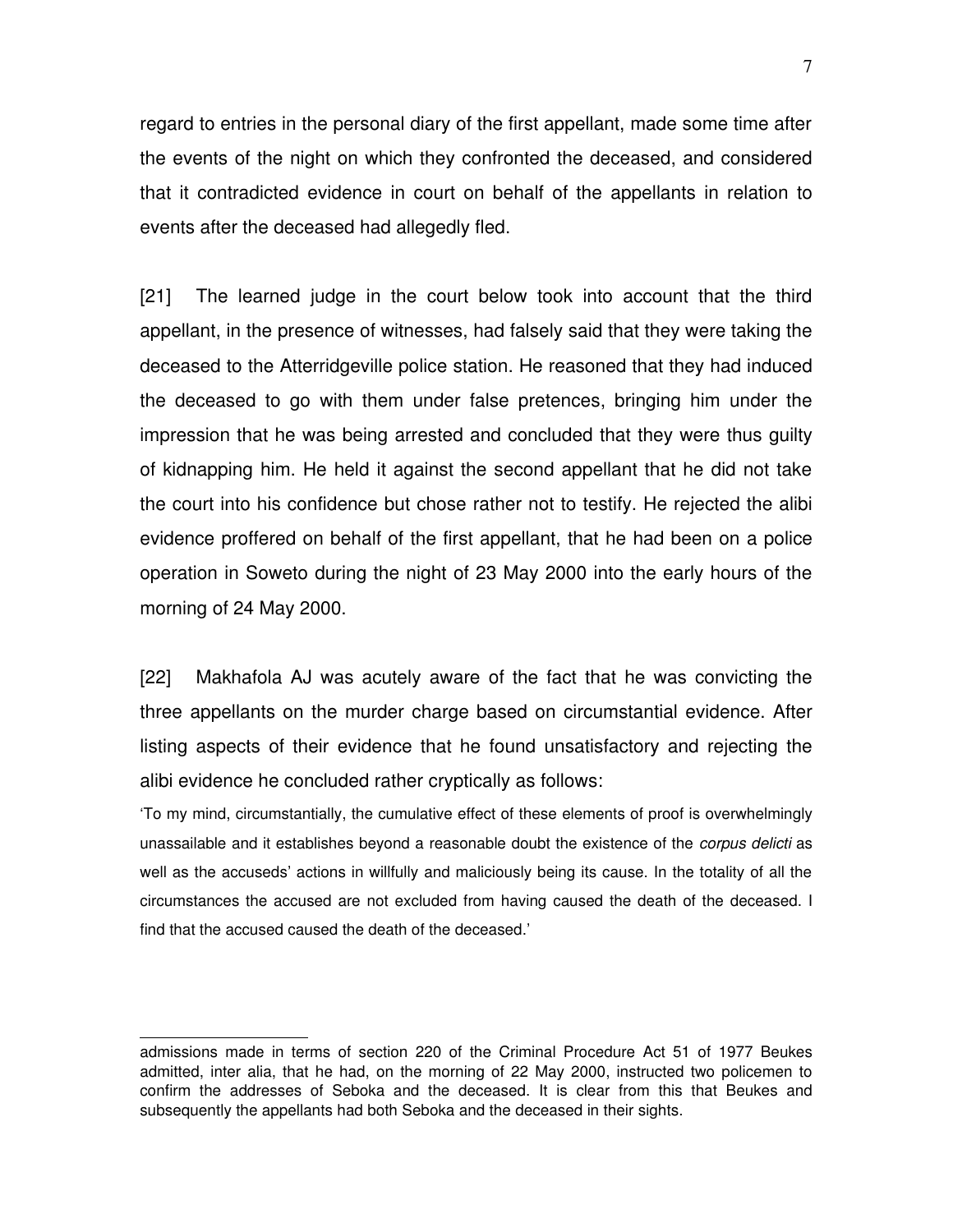regard to entries in the personal diary of the first appellant, made some time after the events of the night on which they confronted the deceased, and considered that it contradicted evidence in court on behalf of the appellants in relation to events after the deceased had allegedly fled.

[21] The learned judge in the court below took into account that the third appellant, in the presence of witnesses, had falsely said that they were taking the deceased to the Atterridgeville police station. He reasoned that they had induced the deceased to go with them under false pretences, bringing him under the impression that he was being arrested and concluded that they were thus guilty of kidnapping him. He held it against the second appellant that he did not take the court into his confidence but chose rather not to testify. He rejected the alibi evidence proffered on behalf of the first appellant, that he had been on a police operation in Soweto during the night of 23 May 2000 into the early hours of the morning of 24 May 2000.

[22] Makhafola AJ was acutely aware of the fact that he was convicting the three appellants on the murder charge based on circumstantial evidence. After listing aspects of their evidence that he found unsatisfactory and rejecting the alibi evidence he concluded rather cryptically as follows:

'To my mind, circumstantially, the cumulative effect of these elements of proof is overwhelmingly unassailable and it establishes beyond a reasonable doubt the existence of the *corpus delicti* as well as the accuseds' actions in willfully and maliciously being its cause. In the totality of all the circumstances the accused are not excluded from having caused the death of the deceased. I find that the accused caused the death of the deceased.'

---

admissions made in terms of section 220 of the Criminal Procedure Act 51 of 1977 Beukes admitted, inter alia, that he had, on the morning of 22 May 2000, instructed two policemen to confirm the addresses of Seboka and the deceased. It is clear from this that Beukes and subsequently the appellants had both Seboka and the deceased in their sights.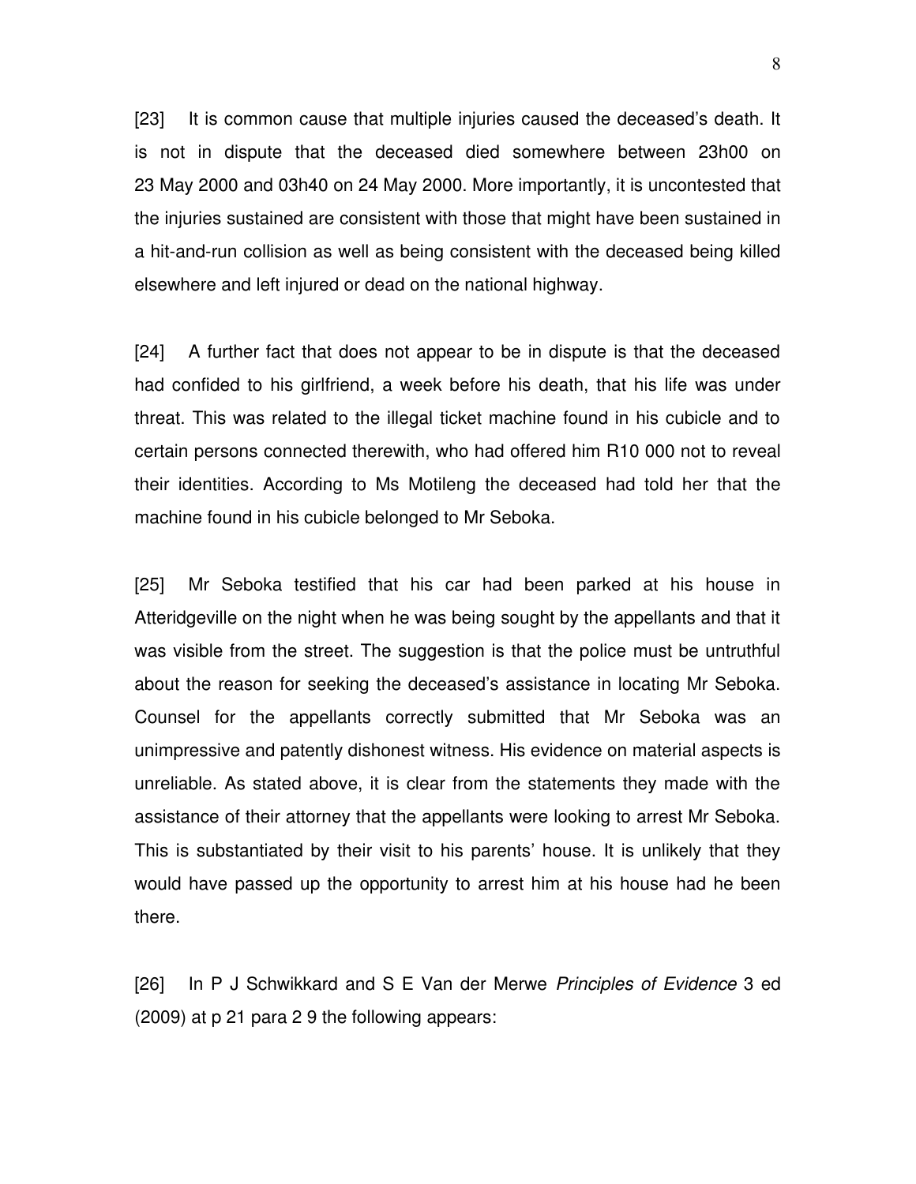[23] It is common cause that multiple injuries caused the deceased's death. It is not in dispute that the deceased died somewhere between 23h00 on 23 May 2000 and 03h40 on 24 May 2000. More importantly, it is uncontested that the injuries sustained are consistent with those that might have been sustained in a hit-and-run collision as well as being consistent with the deceased being killed elsewhere and left injured or dead on the national highway.

[24] A further fact that does not appear to be in dispute is that the deceased had confided to his girlfriend, a week before his death, that his life was under threat. This was related to the illegal ticket machine found in his cubicle and to certain persons connected therewith, who had offered him R10 000 not to reveal their identities. According to Ms Motileng the deceased had told her that the machine found in his cubicle belonged to Mr Seboka.

[25] Mr Seboka testified that his car had been parked at his house in Atteridgeville on the night when he was being sought by the appellants and that it was visible from the street. The suggestion is that the police must be untruthful about the reason for seeking the deceased's assistance in locating Mr Seboka. Counsel for the appellants correctly submitted that Mr Seboka was an unimpressive and patently dishonest witness. His evidence on material aspects is unreliable. As stated above, it is clear from the statements they made with the assistance of their attorney that the appellants were looking to arrest Mr Seboka. This is substantiated by their visit to his parents' house. It is unlikely that they would have passed up the opportunity to arrest him at his house had he been there.

[26] In P J Schwikkard and S E Van der Merwe *Principles of Evidence* 3 ed (2009) at p 21 para 2 9 the following appears: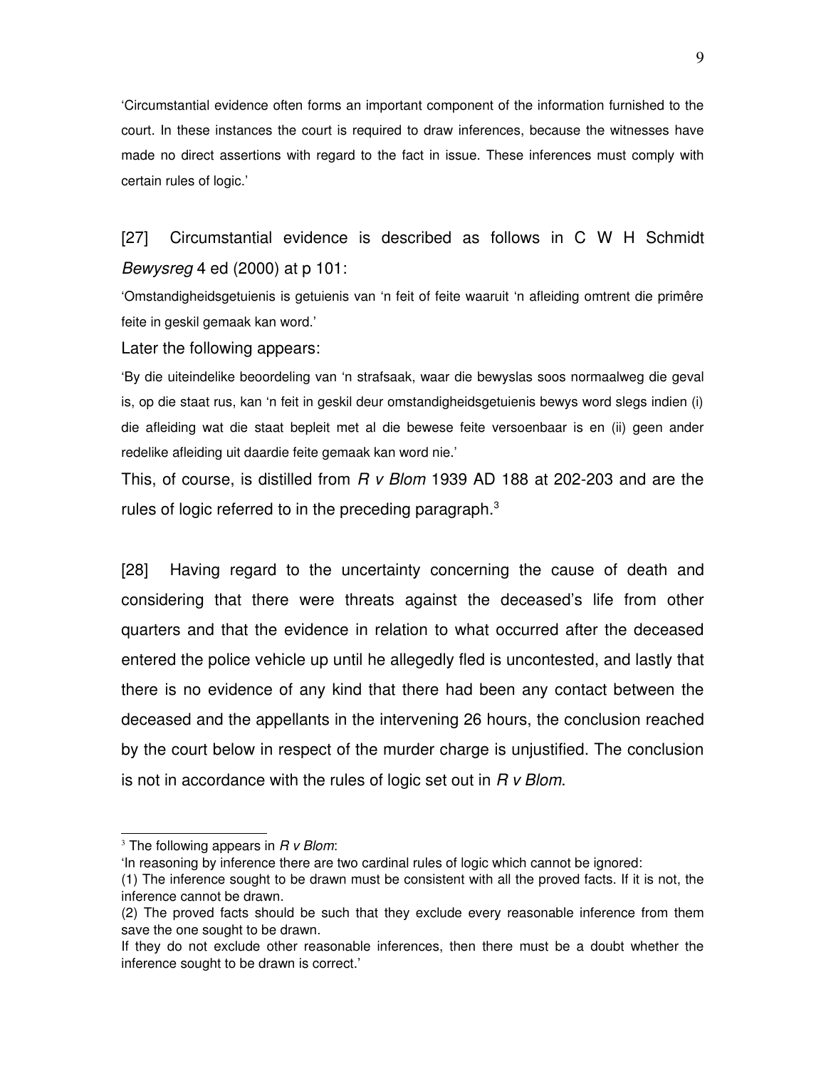'Circumstantial evidence often forms an important component of the information furnished to the court. In these instances the court is required to draw inferences, because the witnesses have made no direct assertions with regard to the fact in issue. These inferences must comply with certain rules of logic.'

[27] Circumstantial evidence is described as follows in C W H Schmidt *Bewysreg* 4 ed (2000) at p 101:

'Omstandigheidsgetuienis is getuienis van 'n feit of feite waaruit 'n afleiding omtrent die primêre feite in geskil gemaak kan word.'

Later the following appears:

'By die uiteindelike beoordeling van 'n strafsaak, waar die bewyslas soos normaalweg die geval is, op die staat rus, kan 'n feit in geskil deur omstandigheidsgetuienis bewys word slegs indien (i) die afleiding wat die staat bepleit met al die bewese feite versoenbaar is en (ii) geen ander redelike afleiding uit daardie feite gemaak kan word nie.'

This, of course, is distilled from *R v Blom* 1939 AD 188 at 202-203 and are the rules of logic referred to in the preceding paragraph.[3]

[28] Having regard to the uncertainty concerning the cause of death and considering that there were threats against the deceased's life from other quarters and that the evidence in relation to what occurred after the deceased entered the police vehicle up until he allegedly fled is uncontested, and lastly that there is no evidence of any kind that there had been any contact between the deceased and the appellants in the intervening 26 hours, the conclusion reached by the court below in respect of the murder charge is unjustified. The conclusion is not in accordance with the rules of logic set out in *R v Blom*.

---

[3] The following appears in *R v Blom*:

'In reasoning by inference there are two cardinal rules of logic which cannot be ignored:

(1) The inference sought to be drawn must be consistent with all the proved facts. If it is not, the inference cannot be drawn.

(2) The proved facts should be such that they exclude every reasonable inference from them save the one sought to be drawn.

If they do not exclude other reasonable inferences, then there must be a doubt whether the inference sought to be drawn is correct.'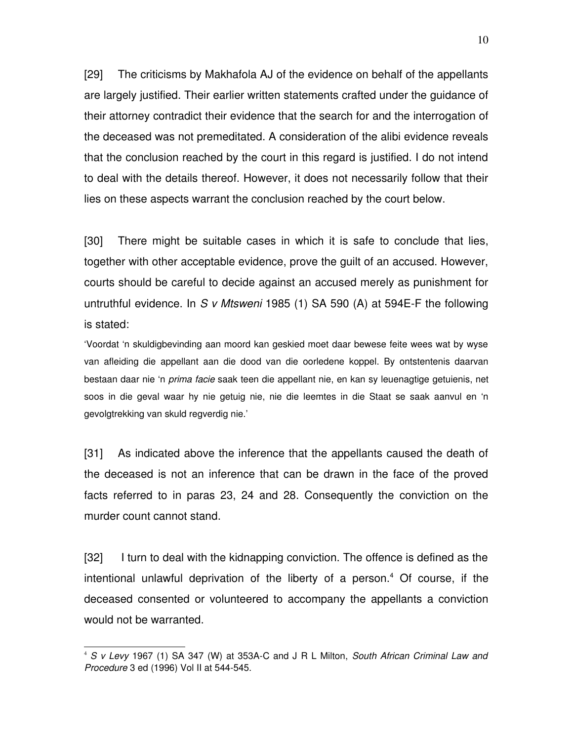[29] The criticisms by Makhafola AJ of the evidence on behalf of the appellants are largely justified. Their earlier written statements crafted under the guidance of their attorney contradict their evidence that the search for and the interrogation of the deceased was not premeditated. A consideration of the alibi evidence reveals that the conclusion reached by the court in this regard is justified. I do not intend to deal with the details thereof. However, it does not necessarily follow that their lies on these aspects warrant the conclusion reached by the court below.

[30] There might be suitable cases in which it is safe to conclude that lies, together with other acceptable evidence, prove the guilt of an accused. However, courts should be careful to decide against an accused merely as punishment for untruthful evidence. In *S v Mtsweni* 1985 (1) SA 590 (A) at 594E-F the following is stated:

'Voordat 'n skuldigbevinding aan moord kan geskied moet daar bewese feite wees wat by wyse van afleiding die appellant aan die dood van die oorledene koppel. By ontstentenis daarvan bestaan daar nie 'n *prima facie* saak teen die appellant nie, en kan sy leuenagtige getuienis, net soos in die geval waar hy nie getuig nie, nie die leemtes in die Staat se saak aanvul en 'n gevolgtrekking van skuld regverdig nie.'

[31] As indicated above the inference that the appellants caused the death of the deceased is not an inference that can be drawn in the face of the proved facts referred to in paras 23, 24 and 28. Consequently the conviction on the murder count cannot stand.

[32] I turn to deal with the kidnapping conviction. The offence is defined as the intentional unlawful deprivation of the liberty of a person.[4] Of course, if the deceased consented or volunteered to accompany the appellants a conviction would not be warranted.

---

[4] *S v Levy* 1967 (1) SA 347 (W) at 353A-C and J R L Milton, *South African Criminal Law and Procedure* 3 ed (1996) Vol II at 544-545.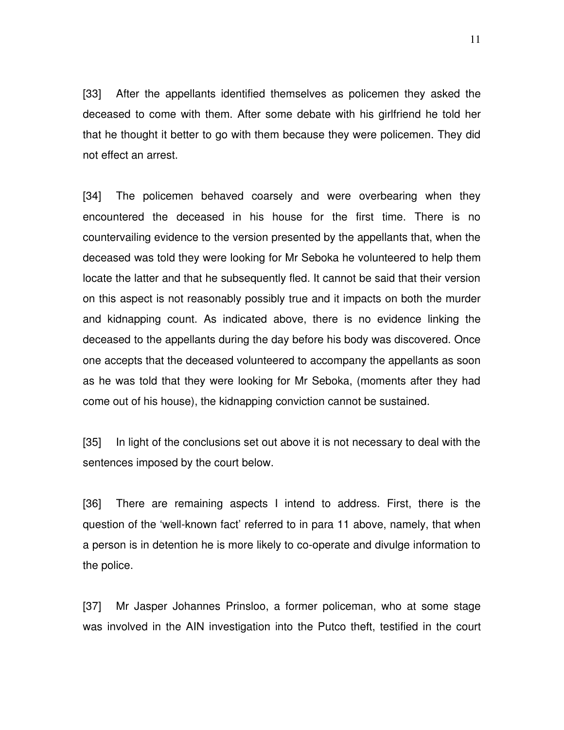[33] After the appellants identified themselves as policemen they asked the deceased to come with them. After some debate with his girlfriend he told her that he thought it better to go with them because they were policemen. They did not effect an arrest.

[34] The policemen behaved coarsely and were overbearing when they encountered the deceased in his house for the first time. There is no countervailing evidence to the version presented by the appellants that, when the deceased was told they were looking for Mr Seboka he volunteered to help them locate the latter and that he subsequently fled. It cannot be said that their version on this aspect is not reasonably possibly true and it impacts on both the murder and kidnapping count. As indicated above, there is no evidence linking the deceased to the appellants during the day before his body was discovered. Once one accepts that the deceased volunteered to accompany the appellants as soon as he was told that they were looking for Mr Seboka, (moments after they had come out of his house), the kidnapping conviction cannot be sustained.

[35] In light of the conclusions set out above it is not necessary to deal with the sentences imposed by the court below.

[36] There are remaining aspects I intend to address. First, there is the question of the 'well-known fact' referred to in para 11 above, namely, that when a person is in detention he is more likely to co-operate and divulge information to the police.

[37] Mr Jasper Johannes Prinsloo, a former policeman, who at some stage was involved in the AIN investigation into the Putco theft, testified in the court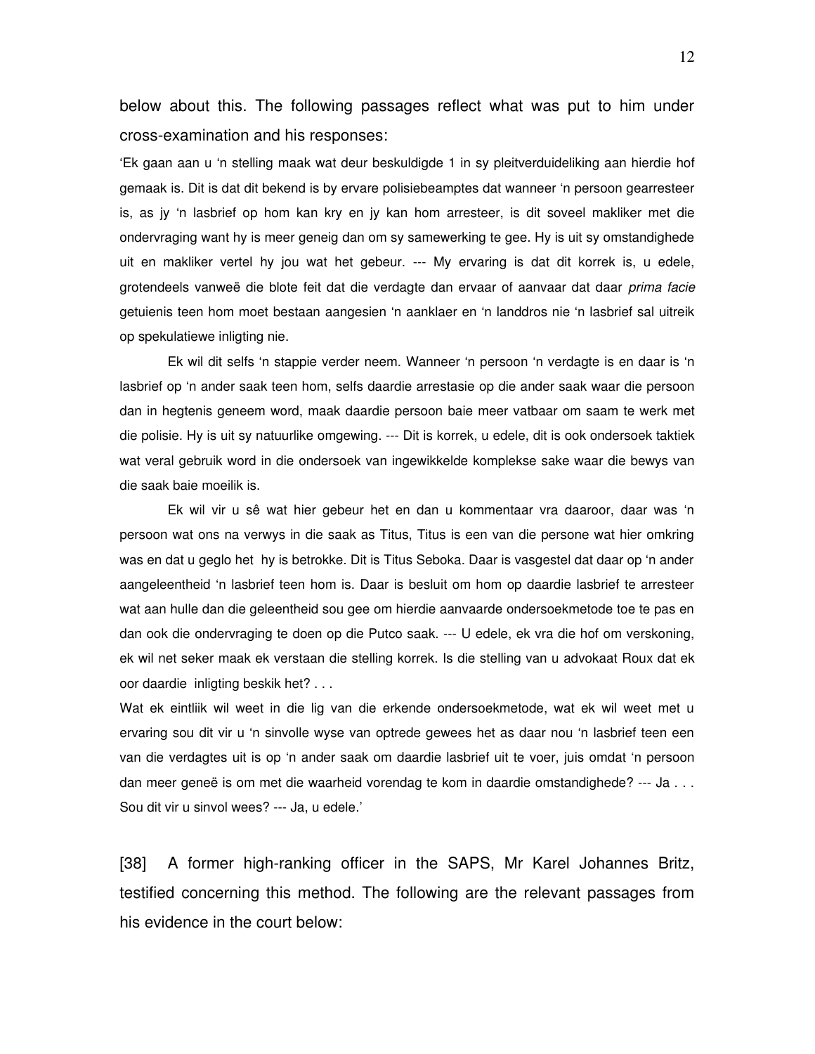below about this. The following passages reflect what was put to him under cross-examination and his responses:

'Ek gaan aan u 'n stelling maak wat deur beskuldigde 1 in sy pleitverduideliking aan hierdie hof gemaak is. Dit is dat dit bekend is by ervare polisiebeamptes dat wanneer 'n persoon gearresteer is, as jy 'n lasbrief op hom kan kry en jy kan hom arresteer, is dit soveel makliker met die ondervraging want hy is meer geneig dan om sy samewerking te gee. Hy is uit sy omstandighede uit en makliker vertel hy jou wat het gebeur. --- My ervaring is dat dit korrek is, u edele, grotendeels vanweë die blote feit dat die verdagte dan ervaar of aanvaar dat daar *prima facie* getuienis teen hom moet bestaan aangesien 'n aanklaer en 'n landdros nie 'n lasbrief sal uitreik op spekulatiewe inligting nie.

Ek wil dit selfs 'n stappie verder neem. Wanneer 'n persoon 'n verdagte is en daar is 'n lasbrief op 'n ander saak teen hom, selfs daardie arrestasie op die ander saak waar die persoon dan in hegtenis geneem word, maak daardie persoon baie meer vatbaar om saam te werk met die polisie. Hy is uit sy natuurlike omgewing. --- Dit is korrek, u edele, dit is ook ondersoek taktiek wat veral gebruik word in die ondersoek van ingewikkelde komplekse sake waar die bewys van die saak baie moeilik is.

Ek wil vir u sê wat hier gebeur het en dan u kommentaar vra daaroor, daar was 'n persoon wat ons na verwys in die saak as Titus, Titus is een van die persone wat hier omkring was en dat u geglo het hy is betrokke. Dit is Titus Seboka. Daar is vasgestel dat daar op 'n ander aangeleentheid 'n lasbrief teen hom is. Daar is besluit om hom op daardie lasbrief te arresteer wat aan hulle dan die geleentheid sou gee om hierdie aanvaarde ondersoekmetode toe te pas en dan ook die ondervraging te doen op die Putco saak. --- U edele, ek vra die hof om verskoning, ek wil net seker maak ek verstaan die stelling korrek. Is die stelling van u advokaat Roux dat ek oor daardie inligting beskik het? . . .

Wat ek eintliik wil weet in die lig van die erkende ondersoekmetode, wat ek wil weet met u ervaring sou dit vir u 'n sinvolle wyse van optrede gewees het as daar nou 'n lasbrief teen een van die verdagtes uit is op 'n ander saak om daardie lasbrief uit te voer, juis omdat 'n persoon dan meer geneë is om met die waarheid vorendag te kom in daardie omstandighede? --- Ja . . . Sou dit vir u sinvol wees? --- Ja, u edele.'

[38] A former high-ranking officer in the SAPS, Mr Karel Johannes Britz, testified concerning this method. The following are the relevant passages from his evidence in the court below: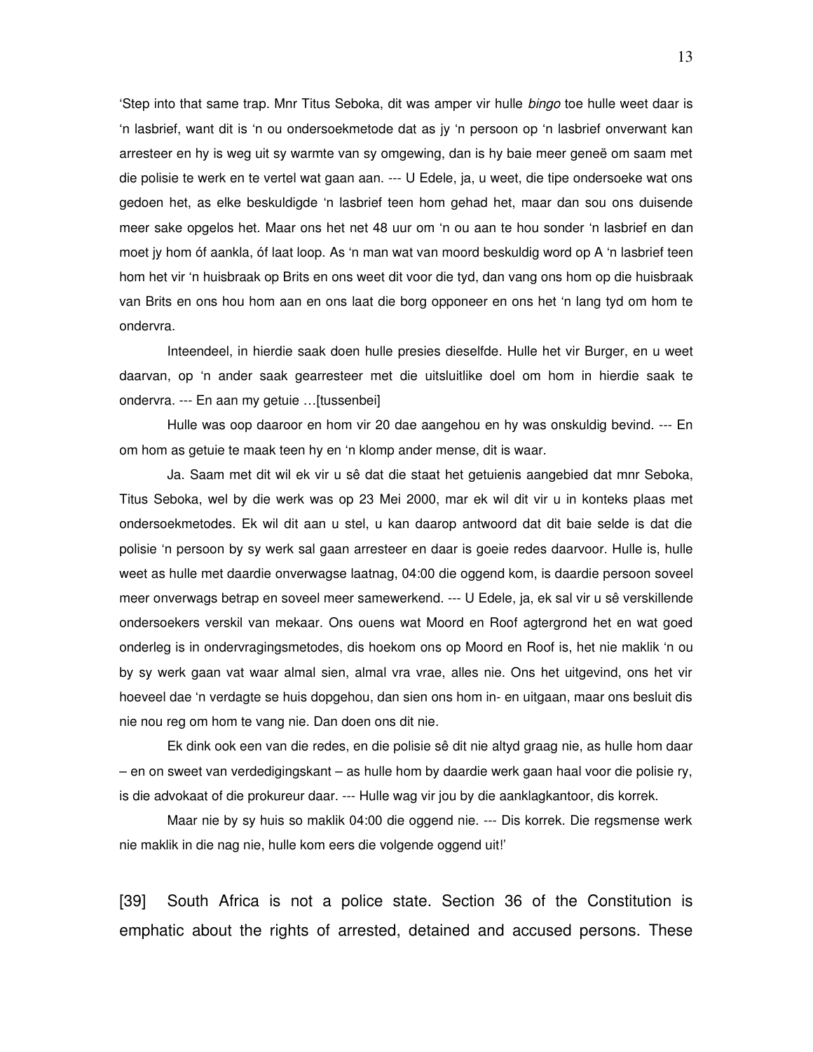'Step into that same trap. Mnr Titus Seboka, dit was amper vir hulle *bingo* toe hulle weet daar is 'n lasbrief, want dit is 'n ou ondersoekmetode dat as jy 'n persoon op 'n lasbrief onverwant kan arresteer en hy is weg uit sy warmte van sy omgewing, dan is hy baie meer geneë om saam met die polisie te werk en te vertel wat gaan aan. --- U Edele, ja, u weet, die tipe ondersoeke wat ons gedoen het, as elke beskuldigde 'n lasbrief teen hom gehad het, maar dan sou ons duisende meer sake opgelos het. Maar ons het net 48 uur om 'n ou aan te hou sonder 'n lasbrief en dan moet jy hom óf aankla, óf laat loop. As 'n man wat van moord beskuldig word op A 'n lasbrief teen hom het vir 'n huisbraak op Brits en ons weet dit voor die tyd, dan vang ons hom op die huisbraak van Brits en ons hou hom aan en ons laat die borg opponeer en ons het 'n lang tyd om hom te ondervra.

Inteendeel, in hierdie saak doen hulle presies dieselfde. Hulle het vir Burger, en u weet daarvan, op 'n ander saak gearresteer met die uitsluitlike doel om hom in hierdie saak te ondervra. --- En aan my getuie …[tussenbei]

Hulle was oop daaroor en hom vir 20 dae aangehou en hy was onskuldig bevind. --- En om hom as getuie te maak teen hy en 'n klomp ander mense, dit is waar.

Ja. Saam met dit wil ek vir u sê dat die staat het getuienis aangebied dat mnr Seboka, Titus Seboka, wel by die werk was op 23 Mei 2000, mar ek wil dit vir u in konteks plaas met ondersoekmetodes. Ek wil dit aan u stel, u kan daarop antwoord dat dit baie selde is dat die polisie 'n persoon by sy werk sal gaan arresteer en daar is goeie redes daarvoor. Hulle is, hulle weet as hulle met daardie onverwagse laatnag, 04:00 die oggend kom, is daardie persoon soveel meer onverwags betrap en soveel meer samewerkend. --- U Edele, ja, ek sal vir u sê verskillende ondersoekers verskil van mekaar. Ons ouens wat Moord en Roof agtergrond het en wat goed onderleg is in ondervragingsmetodes, dis hoekom ons op Moord en Roof is, het nie maklik 'n ou by sy werk gaan vat waar almal sien, almal vra vrae, alles nie. Ons het uitgevind, ons het vir hoeveel dae 'n verdagte se huis dopgehou, dan sien ons hom in- en uitgaan, maar ons besluit dis nie nou reg om hom te vang nie. Dan doen ons dit nie.

Ek dink ook een van die redes, en die polisie sê dit nie altyd graag nie, as hulle hom daar – en on sweet van verdedigingskant – as hulle hom by daardie werk gaan haal voor die polisie ry, is die advokaat of die prokureur daar. --- Hulle wag vir jou by die aanklagkantoor, dis korrek.

Maar nie by sy huis so maklik 04:00 die oggend nie. --- Dis korrek. Die regsmense werk nie maklik in die nag nie, hulle kom eers die volgende oggend uit!'

[39] South Africa is not a police state. Section 36 of the Constitution is emphatic about the rights of arrested, detained and accused persons. These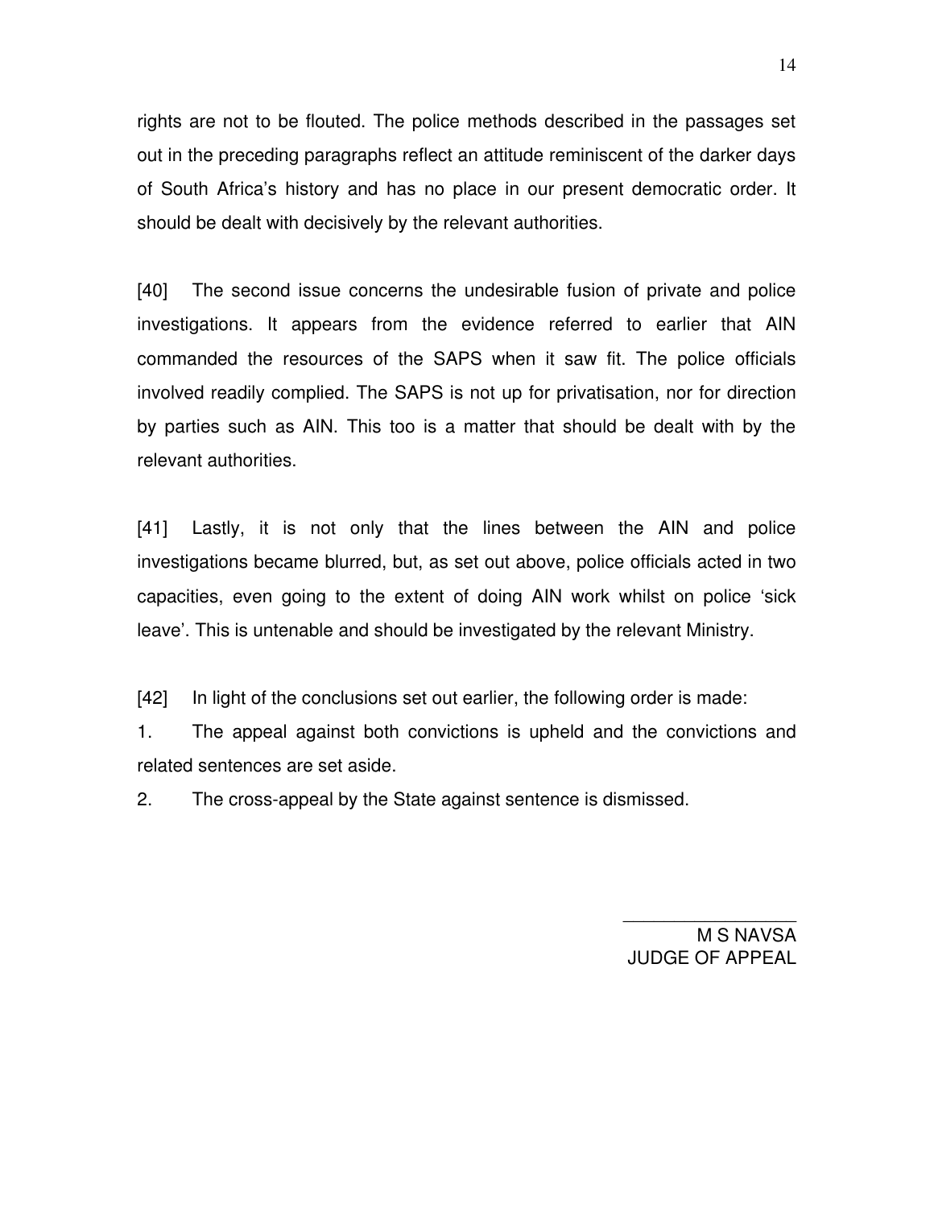rights are not to be flouted. The police methods described in the passages set out in the preceding paragraphs reflect an attitude reminiscent of the darker days of South Africa's history and has no place in our present democratic order. It should be dealt with decisively by the relevant authorities.

[40] The second issue concerns the undesirable fusion of private and police investigations. It appears from the evidence referred to earlier that AIN commanded the resources of the SAPS when it saw fit. The police officials involved readily complied. The SAPS is not up for privatisation, nor for direction by parties such as AIN. This too is a matter that should be dealt with by the relevant authorities.

[41] Lastly, it is not only that the lines between the AIN and police investigations became blurred, but, as set out above, police officials acted in two capacities, even going to the extent of doing AIN work whilst on police 'sick leave'. This is untenable and should be investigated by the relevant Ministry.

[42] In light of the conclusions set out earlier, the following order is made:

1. The appeal against both convictions is upheld and the convictions and related sentences are set aside.

2. The cross-appeal by the State against sentence is dismissed.

\_\_\_\_\_\_\_\_\_\_\_\_\_\_\_\_\_\_

M S NAVSA

JUDGE OF APPEAL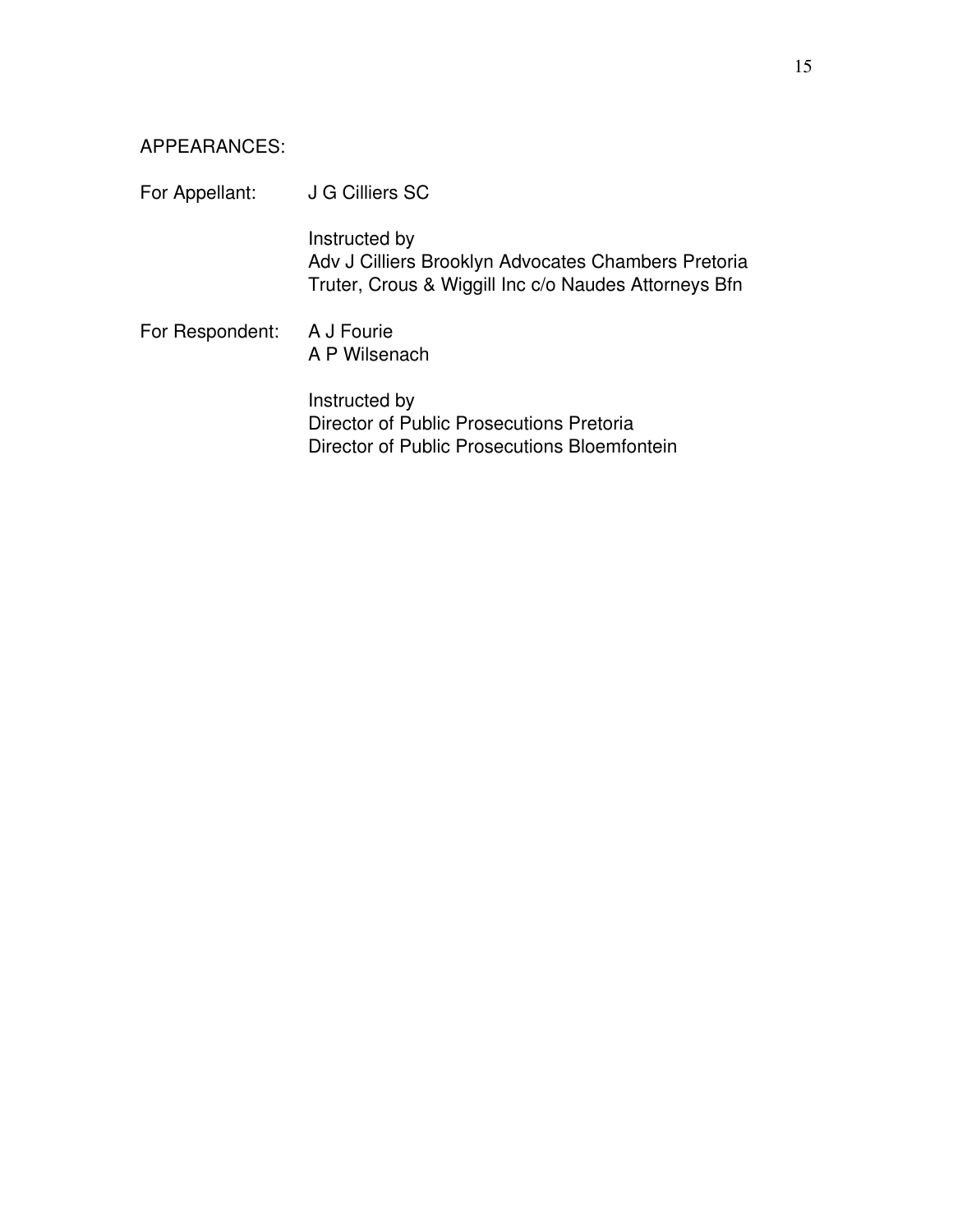APPEARANCES:

| | |
|---|---|
| For Appellant: | J G Cilliers SC |
| | Instructed by<br>Adv J Cilliers Brooklyn Advocates Chambers Pretoria<br>Truter, Crous & Wiggill Inc c/o Naudes Attorneys Bfn |
| For Respondent: | A J Fourie<br>A P Wilsenach |
| | Instructed by<br>Director of Public Prosecutions Pretoria<br>Director of Public Prosecutions Bloemfontein |